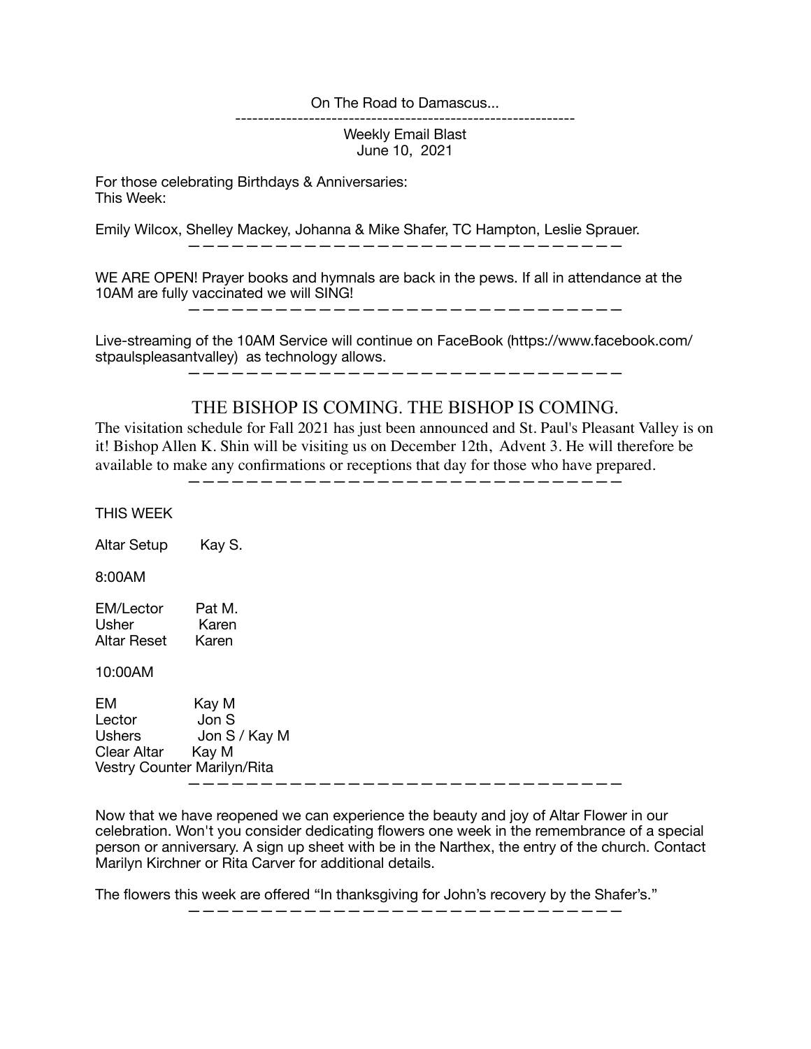On The Road to Damascus...

---

Weekly Email Blast
June 10, 2021

For those celebrating Birthdays & Anniversaries:
This Week:

Emily Wilcox, Shelley Mackey, Johanna & Mike Shafer, TC Hampton, Leslie Sprauer.

---

WE ARE OPEN! Prayer books and hymnals are back in the pews. If all in attendance at the 10AM are fully vaccinated we will SING!

---

Live-streaming of the 10AM Service will continue on FaceBook (https://www.facebook.com/stpaulspleasantvalley) as technology allows.

---

## THE BISHOP IS COMING. THE BISHOP IS COMING.

The visitation schedule for Fall 2021 has just been announced and St. Paul's Pleasant Valley is on it! Bishop Allen K. Shin will be visiting us on December 12th, Advent 3. He will therefore be available to make any confirmations or receptions that day for those who have prepared.

---

THIS WEEK

Altar Setup Kay S.

8:00AM

EM/Lector Pat M.
Usher Karen
Altar Reset Karen

10:00AM

EM Kay M
Lector Jon S
Ushers Jon S / Kay M
Clear Altar Kay M
Vestry Counter Marilyn/Rita

---

Now that we have reopened we can experience the beauty and joy of Altar Flower in our celebration. Won't you consider dedicating flowers one week in the remembrance of a special person or anniversary. A sign up sheet with be in the Narthex, the entry of the church. Contact Marilyn Kirchner or Rita Carver for additional details.

The flowers this week are offered "In thanksgiving for John's recovery by the Shafer's."

---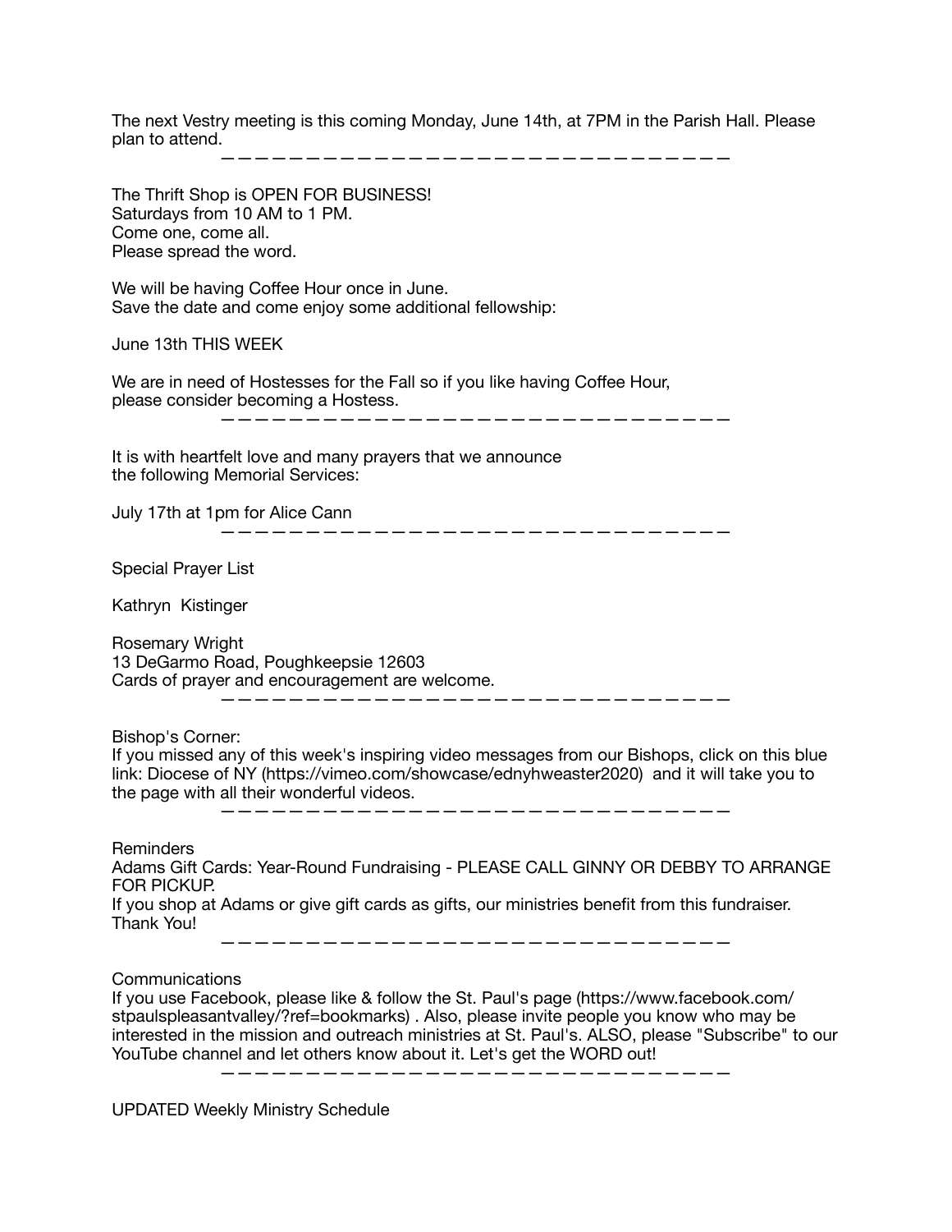The next Vestry meeting is this coming Monday, June 14th, at 7PM in the Parish Hall. Please plan to attend.

---

The Thrift Shop is OPEN FOR BUSINESS!
Saturdays from 10 AM to 1 PM.
Come one, come all.
Please spread the word.

We will be having Coffee Hour once in June.
Save the date and come enjoy some additional fellowship:

June 13th THIS WEEK

We are in need of Hostesses for the Fall so if you like having Coffee Hour, please consider becoming a Hostess.

---

It is with heartfelt love and many prayers that we announce the following Memorial Services:

July 17th at 1pm for Alice Cann

---

Special Prayer List

Kathryn  Kistinger

Rosemary Wright
13 DeGarmo Road, Poughkeepsie 12603
Cards of prayer and encouragement are welcome.

---

Bishop's Corner:
If you missed any of this week's inspiring video messages from our Bishops, click on this blue link: Diocese of NY (https://vimeo.com/showcase/ednyhweaster2020)  and it will take you to the page with all their wonderful videos.

---

Reminders
Adams Gift Cards: Year-Round Fundraising - PLEASE CALL GINNY OR DEBBY TO ARRANGE FOR PICKUP.
If you shop at Adams or give gift cards as gifts, our ministries benefit from this fundraiser. Thank You!

---

Communications
If you use Facebook, please like & follow the St. Paul's page (https://www.facebook.com/stpaulspleasantvalley/?ref=bookmarks) . Also, please invite people you know who may be interested in the mission and outreach ministries at St. Paul's. ALSO, please "Subscribe" to our YouTube channel and let others know about it. Let's get the WORD out!

---

UPDATED Weekly Ministry Schedule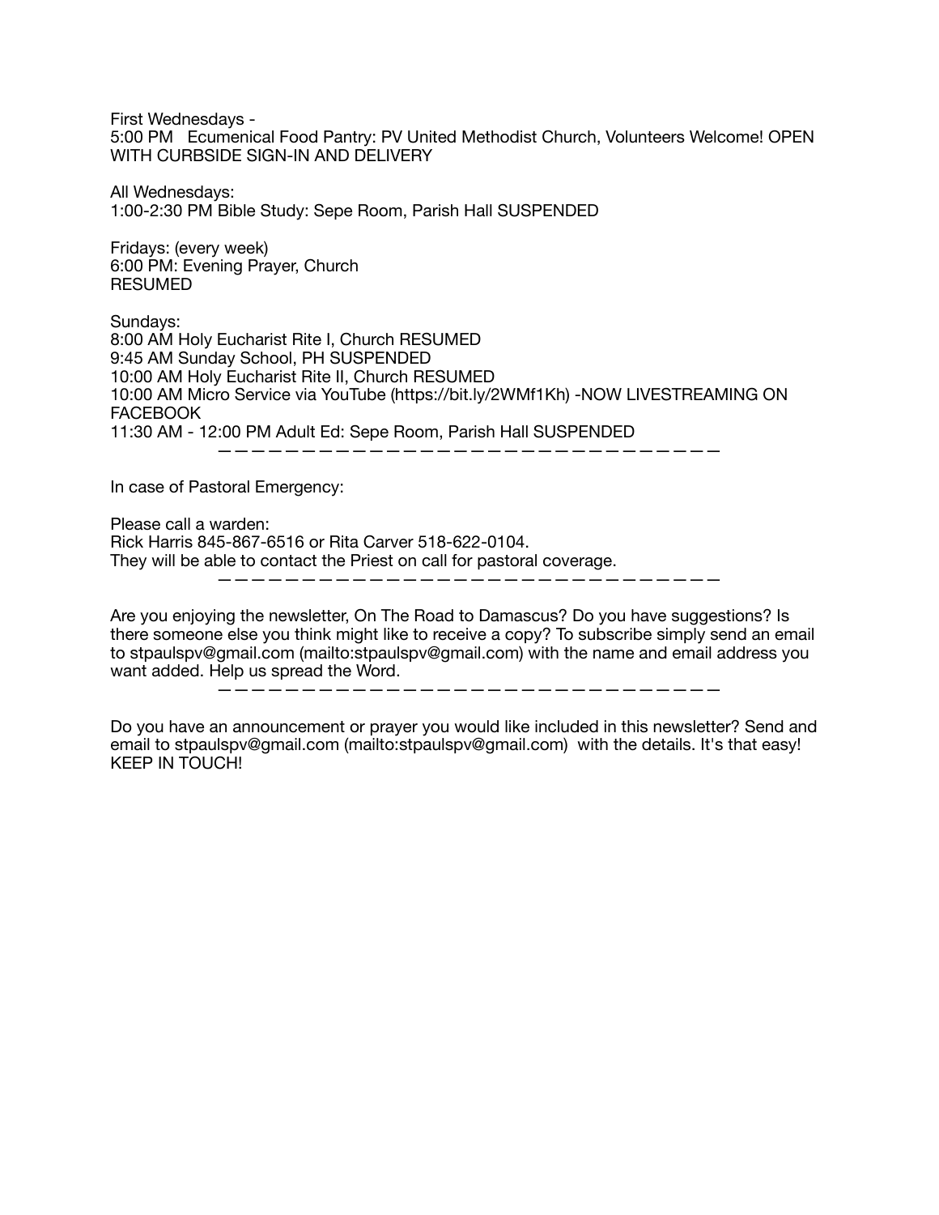First Wednesdays -
5:00 PM   Ecumenical Food Pantry: PV United Methodist Church, Volunteers Welcome! OPEN WITH CURBSIDE SIGN-IN AND DELIVERY

All Wednesdays:
1:00-2:30 PM Bible Study: Sepe Room, Parish Hall SUSPENDED

Fridays: (every week)
6:00 PM: Evening Prayer, Church
RESUMED

Sundays:
8:00 AM Holy Eucharist Rite I, Church RESUMED
9:45 AM Sunday School, PH SUSPENDED
10:00 AM Holy Eucharist Rite II, Church RESUMED
10:00 AM Micro Service via YouTube (https://bit.ly/2WMf1Kh) -NOW LIVESTREAMING ON FACEBOOK
11:30 AM - 12:00 PM Adult Ed: Sepe Room, Parish Hall SUSPENDED

———————————————————————————————

In case of Pastoral Emergency:

Please call a warden:
Rick Harris 845-867-6516 or Rita Carver 518-622-0104.
They will be able to contact the Priest on call for pastoral coverage.

———————————————————————————————

Are you enjoying the newsletter, On The Road to Damascus? Do you have suggestions? Is there someone else you think might like to receive a copy? To subscribe simply send an email to stpaulspv@gmail.com (mailto:stpaulspv@gmail.com) with the name and email address you want added. Help us spread the Word.

———————————————————————————————

Do you have an announcement or prayer you would like included in this newsletter? Send and email to stpaulspv@gmail.com (mailto:stpaulspv@gmail.com) with the details. It's that easy! KEEP IN TOUCH!